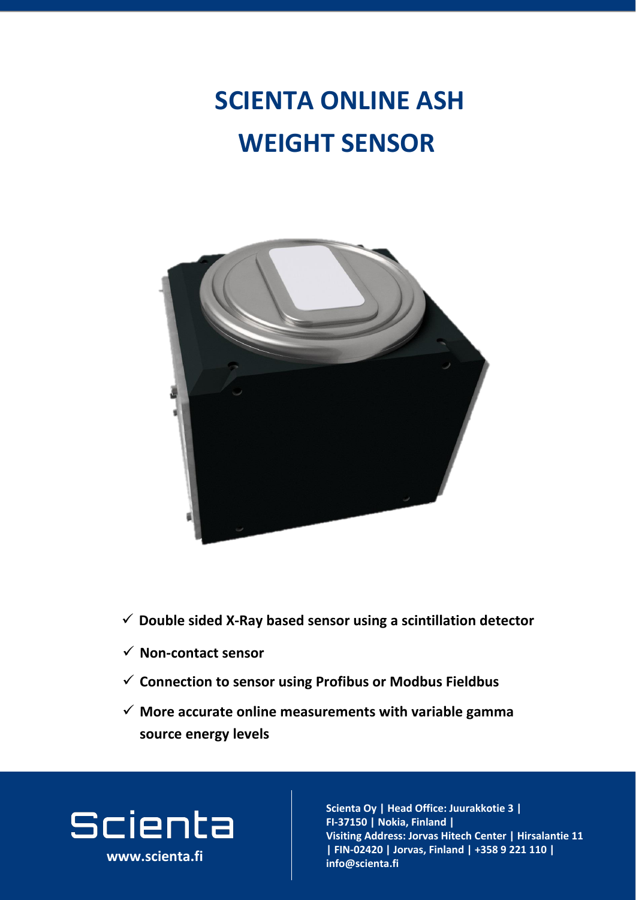# SCIENTA ONLINE ASH WEIGHT SENSOR

- ✓ **Double sided X-Ray based sensor using a scintillation detector**
- ✓ **Non-contact sensor**
- ✓ **Connection to sensor using Profibus or Modbus Fieldbus**
- ✓ **More accurate online measurements with variable gamma source energy levels**

Scienta

**www.scienta.fi**

**Scienta Oy | Head Office: Juurakkotie 3 | FI-37150 | Nokia, Finland | Visiting Address: Jorvas Hitech Center | Hirsalantie 11 | FIN-02420 | Jorvas, Finland | +358 9 221 110 | info@scienta.fi**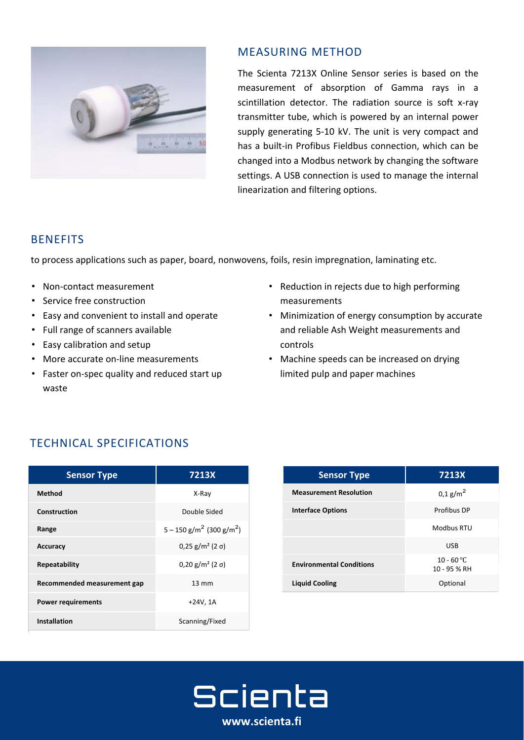## MEASURING METHOD

The Scienta 7213X Online Sensor series is based on the measurement of absorption of Gamma rays in a scintillation detector. The radiation source is soft x-ray transmitter tube, which is powered by an internal power supply generating 5-10 kV. The unit is very compact and has a built-in Profibus Fieldbus connection, which can be changed into a Modbus network by changing the software settings. A USB connection is used to manage the internal linearization and filtering options.

## BENEFITS

to process applications such as paper, board, nonwovens, foils, resin impregnation, laminating etc.

- Non-contact measurement
- Service free construction
- Easy and convenient to install and operate
- Full range of scanners available
- Easy calibration and setup
- More accurate on-line measurements
- Faster on-spec quality and reduced start up waste
- Reduction in rejects due to high performing measurements
- Minimization of energy consumption by accurate and reliable Ash Weight measurements and controls
- Machine speeds can be increased on drying limited pulp and paper machines

## TECHNICAL SPECIFICATIONS

| Sensor Type | 7213X |
|---|---|
| **Method** | X-Ray |
| **Construction** | Double Sided |
| **Range** | 5 – 150 g/m$^2$ (300 g/m$^2$) |
| **Accuracy** | 0,25 g/m$^2$ (2 σ) |
| **Repeatability** | 0,20 g/m$^2$ (2 σ) |
| **Recommended measurement gap** | 13 mm |
| **Power requirements** | +24V, 1A |
| **Installation** | Scanning/Fixed |

| Sensor Type | 7213X |
|---|---|
| **Measurement Resolution** | 0,1 g/m$^2$ |
| **Interface Options** | Profibus DP |
| | Modbus RTU |
| | USB |
| **Environmental Conditions** | 10 - 60 °C<br>10 - 95 % RH |
| **Liquid Cooling** | Optional |

Scienta

www.scienta.fi